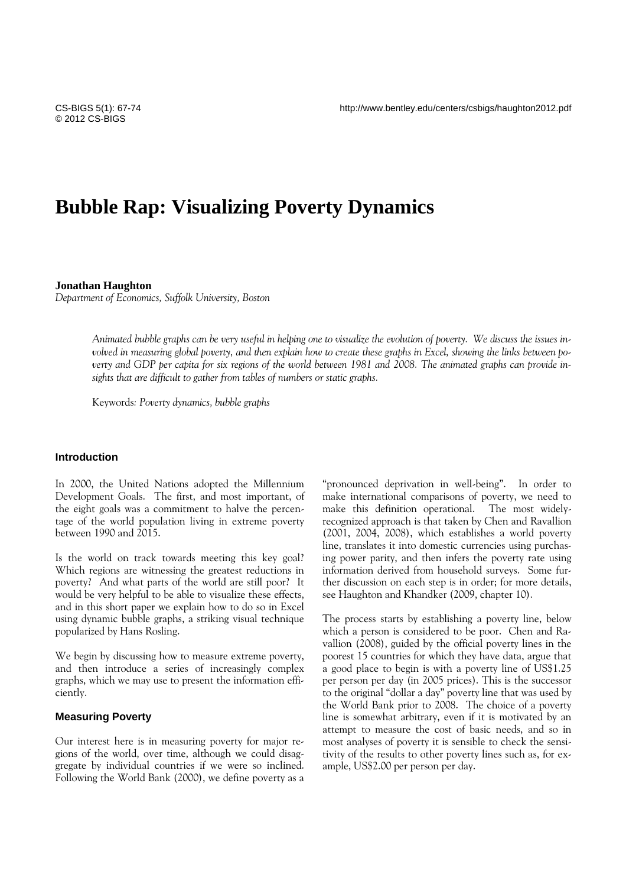# Bubble Rap: Visualizing Poverty Dynamics

**Jonathan Haughton**
*Department of Economics, Suffolk University, Boston*

*Animated bubble graphs can be very useful in helping one to visualize the evolution of poverty. We discuss the issues involved in measuring global poverty, and then explain how to create these graphs in Excel, showing the links between poverty and GDP per capita for six regions of the world between 1981 and 2008. The animated graphs can provide insights that are difficult to gather from tables of numbers or static graphs.*

Keywords: *Poverty dynamics, bubble graphs*

## Introduction

In 2000, the United Nations adopted the Millennium Development Goals. The first, and most important, of the eight goals was a commitment to halve the percentage of the world population living in extreme poverty between 1990 and 2015.

Is the world on track towards meeting this key goal? Which regions are witnessing the greatest reductions in poverty? And what parts of the world are still poor? It would be very helpful to be able to visualize these effects, and in this short paper we explain how to do so in Excel using dynamic bubble graphs, a striking visual technique popularized by Hans Rosling.

We begin by discussing how to measure extreme poverty, and then introduce a series of increasingly complex graphs, which we may use to present the information efficiently.

## Measuring Poverty

Our interest here is in measuring poverty for major regions of the world, over time, although we could disaggregate by individual countries if we were so inclined. Following the World Bank (2000), we define poverty as a "pronounced deprivation in well-being". In order to make international comparisons of poverty, we need to make this definition operational. The most widely-recognized approach is that taken by Chen and Ravallion (2001, 2004, 2008), which establishes a world poverty line, translates it into domestic currencies using purchasing power parity, and then infers the poverty rate using information derived from household surveys. Some further discussion on each step is in order; for more details, see Haughton and Khandker (2009, chapter 10).

The process starts by establishing a poverty line, below which a person is considered to be poor. Chen and Ravallion (2008), guided by the official poverty lines in the poorest 15 countries for which they have data, argue that a good place to begin is with a poverty line of US$1.25 per person per day (in 2005 prices). This is the successor to the original "dollar a day" poverty line that was used by the World Bank prior to 2008. The choice of a poverty line is somewhat arbitrary, even if it is motivated by an attempt to measure the cost of basic needs, and so in most analyses of poverty it is sensible to check the sensitivity of the results to other poverty lines such as, for example, US$2.00 per person per day.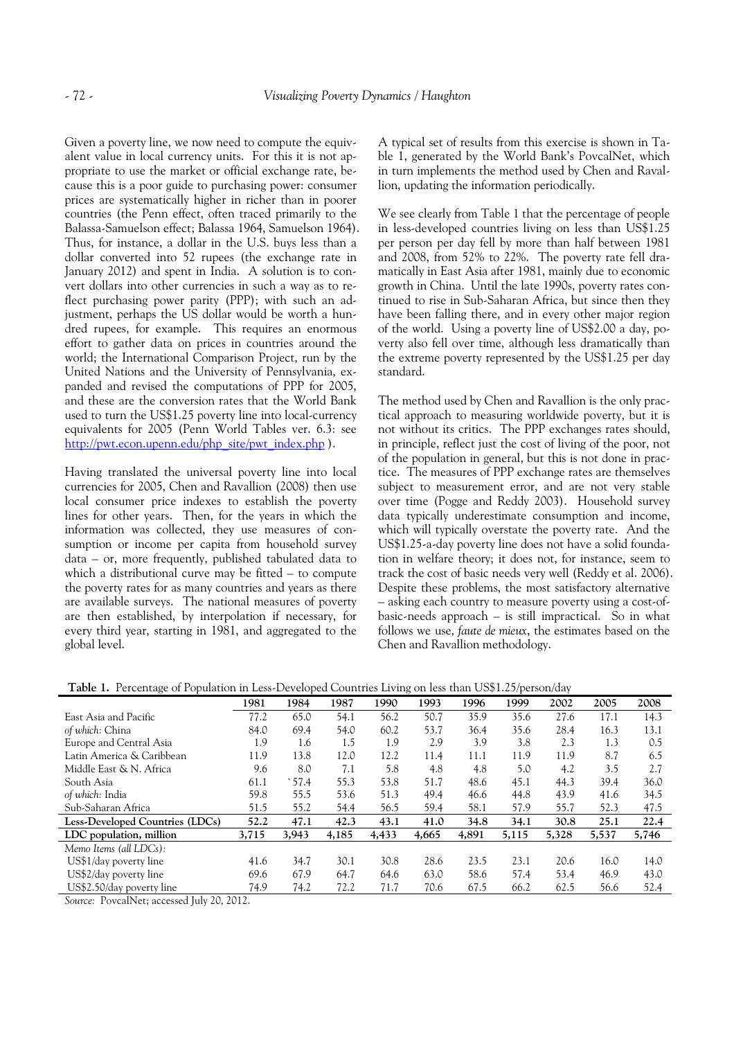Given a poverty line, we now need to compute the equivalent value in local currency units. For this it is not appropriate to use the market or official exchange rate, because this is a poor guide to purchasing power: consumer prices are systematically higher in richer than in poorer countries (the Penn effect, often traced primarily to the Balassa-Samuelson effect; Balassa 1964, Samuelson 1964). Thus, for instance, a dollar in the U.S. buys less than a dollar converted into 52 rupees (the exchange rate in January 2012) and spent in India. A solution is to convert dollars into other currencies in such a way as to reflect purchasing power parity (PPP); with such an adjustment, perhaps the US dollar would be worth a hundred rupees, for example. This requires an enormous effort to gather data on prices in countries around the world; the International Comparison Project, run by the United Nations and the University of Pennsylvania, expanded and revised the computations of PPP for 2005, and these are the conversion rates that the World Bank used to turn the US$1.25 poverty line into local-currency equivalents for 2005 (Penn World Tables ver. 6.3: see http://pwt.econ.upenn.edu/php_site/pwt_index.php ).

Having translated the universal poverty line into local currencies for 2005, Chen and Ravallion (2008) then use local consumer price indexes to establish the poverty lines for other years. Then, for the years in which the information was collected, they use measures of consumption or income per capita from household survey data – or, more frequently, published tabulated data to which a distributional curve may be fitted – to compute the poverty rates for as many countries and years as there are available surveys. The national measures of poverty are then established, by interpolation if necessary, for every third year, starting in 1981, and aggregated to the global level.

A typical set of results from this exercise is shown in Table 1, generated by the World Bank's PovcalNet, which in turn implements the method used by Chen and Ravallion, updating the information periodically.

We see clearly from Table 1 that the percentage of people in less-developed countries living on less than US$1.25 per person per day fell by more than half between 1981 and 2008, from 52% to 22%. The poverty rate fell dramatically in East Asia after 1981, mainly due to economic growth in China. Until the late 1990s, poverty rates continued to rise in Sub-Saharan Africa, but since then they have been falling there, and in every other major region of the world. Using a poverty line of US$2.00 a day, poverty also fell over time, although less dramatically than the extreme poverty represented by the US$1.25 per day standard.

The method used by Chen and Ravallion is the only practical approach to measuring worldwide poverty, but it is not without its critics. The PPP exchanges rates should, in principle, reflect just the cost of living of the poor, not of the population in general, but this is not done in practice. The measures of PPP exchange rates are themselves subject to measurement error, and are not very stable over time (Pogge and Reddy 2003). Household survey data typically underestimate consumption and income, which will typically overstate the poverty rate. And the US$1.25-a-day poverty line does not have a solid foundation in welfare theory; it does not, for instance, seem to track the cost of basic needs very well (Reddy et al. 2006). Despite these problems, the most satisfactory alternative – asking each country to measure poverty using a cost-of-basic-needs approach – is still impractical. So in what follows we use, *faute de mieux*, the estimates based on the Chen and Ravallion methodology.

**Table 1.** Percentage of Population in Less-Developed Countries Living on less than US$1.25/person/day

| | 1981 | 1984 | 1987 | 1990 | 1993 | 1996 | 1999 | 2002 | 2005 | 2008 |
|---|---|---|---|---|---|---|---|---|---|---|
| East Asia and Pacific | 77.2 | 65.0 | 54.1 | 56.2 | 50.7 | 35.9 | 35.6 | 27.6 | 17.1 | 14.3 |
| *of which:* China | 84.0 | 69.4 | 54.0 | 60.2 | 53.7 | 36.4 | 35.6 | 28.4 | 16.3 | 13.1 |
| Europe and Central Asia | 1.9 | 1.6 | 1.5 | 1.9 | 2.9 | 3.9 | 3.8 | 2.3 | 1.3 | 0.5 |
| Latin America & Caribbean | 11.9 | 13.8 | 12.0 | 12.2 | 11.4 | 11.1 | 11.9 | 11.9 | 8.7 | 6.5 |
| Middle East & N. Africa | 9.6 | 8.0 | 7.1 | 5.8 | 4.8 | 4.8 | 5.0 | 4.2 | 3.5 | 2.7 |
| South Asia | 61.1 | `57.4 | 55.3 | 53.8 | 51.7 | 48.6 | 45.1 | 44.3 | 39.4 | 36.0 |
| *of which:* India | 59.8 | 55.5 | 53.6 | 51.3 | 49.4 | 46.6 | 44.8 | 43.9 | 41.6 | 34.5 |
| Sub-Saharan Africa | 51.5 | 55.2 | 54.4 | 56.5 | 59.4 | 58.1 | 57.9 | 55.7 | 52.3 | 47.5 |
| **Less-Developed Countries (LDCs)** | **52.2** | **47.1** | **42.3** | **43.1** | **41.0** | **34.8** | **34.1** | **30.8** | **25.1** | **22.4** |
| **LDC population, million** | **3,715** | **3,943** | **4,185** | **4,433** | **4,665** | **4,891** | **5,115** | **5,328** | **5,537** | **5,746** |
| *Memo Items (all LDCs):* | | | | | | | | | | |
| US$1/day poverty line | 41.6 | 34.7 | 30.1 | 30.8 | 28.6 | 23.5 | 23.1 | 20.6 | 16.0 | 14.0 |
| US$2/day poverty line | 69.6 | 67.9 | 64.7 | 64.6 | 63.0 | 58.6 | 57.4 | 53.4 | 46.9 | 43.0 |
| US$2.50/day poverty line | 74.9 | 74.2 | 72.2 | 71.7 | 70.6 | 67.5 | 66.2 | 62.5 | 56.6 | 52.4 |

*Source:* PovcalNet; accessed July 20, 2012.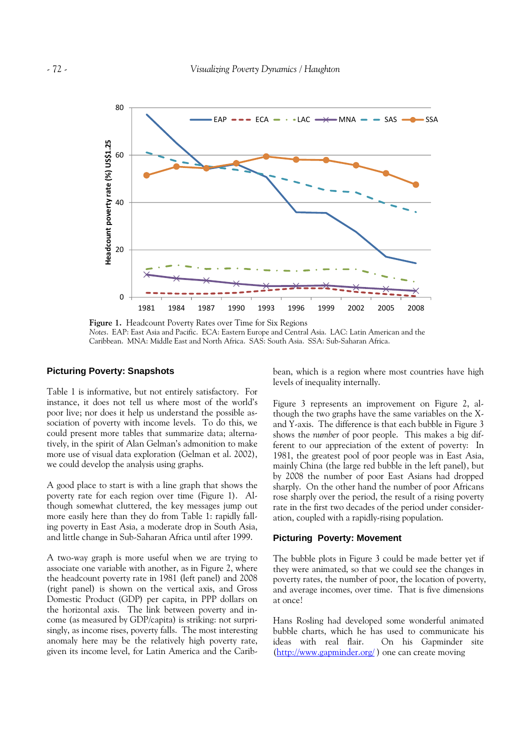**Figure 1.** Headcount Poverty Rates over Time for Six Regions
*Notes*. EAP: East Asia and Pacific. ECA: Eastern Europe and Central Asia. LAC: Latin American and the Caribbean. MNA: Middle East and North Africa. SAS: South Asia. SSA: Sub-Saharan Africa.

## Picturing Poverty: Snapshots

Table 1 is informative, but not entirely satisfactory. For instance, it does not tell us where most of the world's poor live; nor does it help us understand the possible association of poverty with income levels. To do this, we could present more tables that summarize data; alternatively, in the spirit of Alan Gelman's admonition to make more use of visual data exploration (Gelman et al. 2002), we could develop the analysis using graphs.

A good place to start is with a line graph that shows the poverty rate for each region over time (Figure 1). Although somewhat cluttered, the key messages jump out more easily here than they do from Table 1: rapidly falling poverty in East Asia, a moderate drop in South Asia, and little change in Sub-Saharan Africa until after 1999.

A two-way graph is more useful when we are trying to associate one variable with another, as in Figure 2, where the headcount poverty rate in 1981 (left panel) and 2008 (right panel) is shown on the vertical axis, and Gross Domestic Product (GDP) per capita, in PPP dollars on the horizontal axis. The link between poverty and income (as measured by GDP/capita) is striking: not surprisingly, as income rises, poverty falls. The most interesting anomaly here may be the relatively high poverty rate, given its income level, for Latin America and the Caribbean, which is a region where most countries have high levels of inequality internally.

Figure 3 represents an improvement on Figure 2, although the two graphs have the same variables on the X- and Y-axis. The difference is that each bubble in Figure 3 shows the *number* of poor people. This makes a big different to our appreciation of the extent of poverty: In 1981, the greatest pool of poor people was in East Asia, mainly China (the large red bubble in the left panel), but by 2008 the number of poor East Asians had dropped sharply. On the other hand the number of poor Africans rose sharply over the period, the result of a rising poverty rate in the first two decades of the period under consideration, coupled with a rapidly-rising population.

## Picturing Poverty: Movement

The bubble plots in Figure 3 could be made better yet if they were animated, so that we could see the changes in poverty rates, the number of poor, the location of poverty, and average incomes, over time. That is five dimensions at once!

Hans Rosling had developed some wonderful animated bubble charts, which he has used to communicate his ideas with real flair. On his Gapminder site (http://www.gapminder.org/ ) one can create moving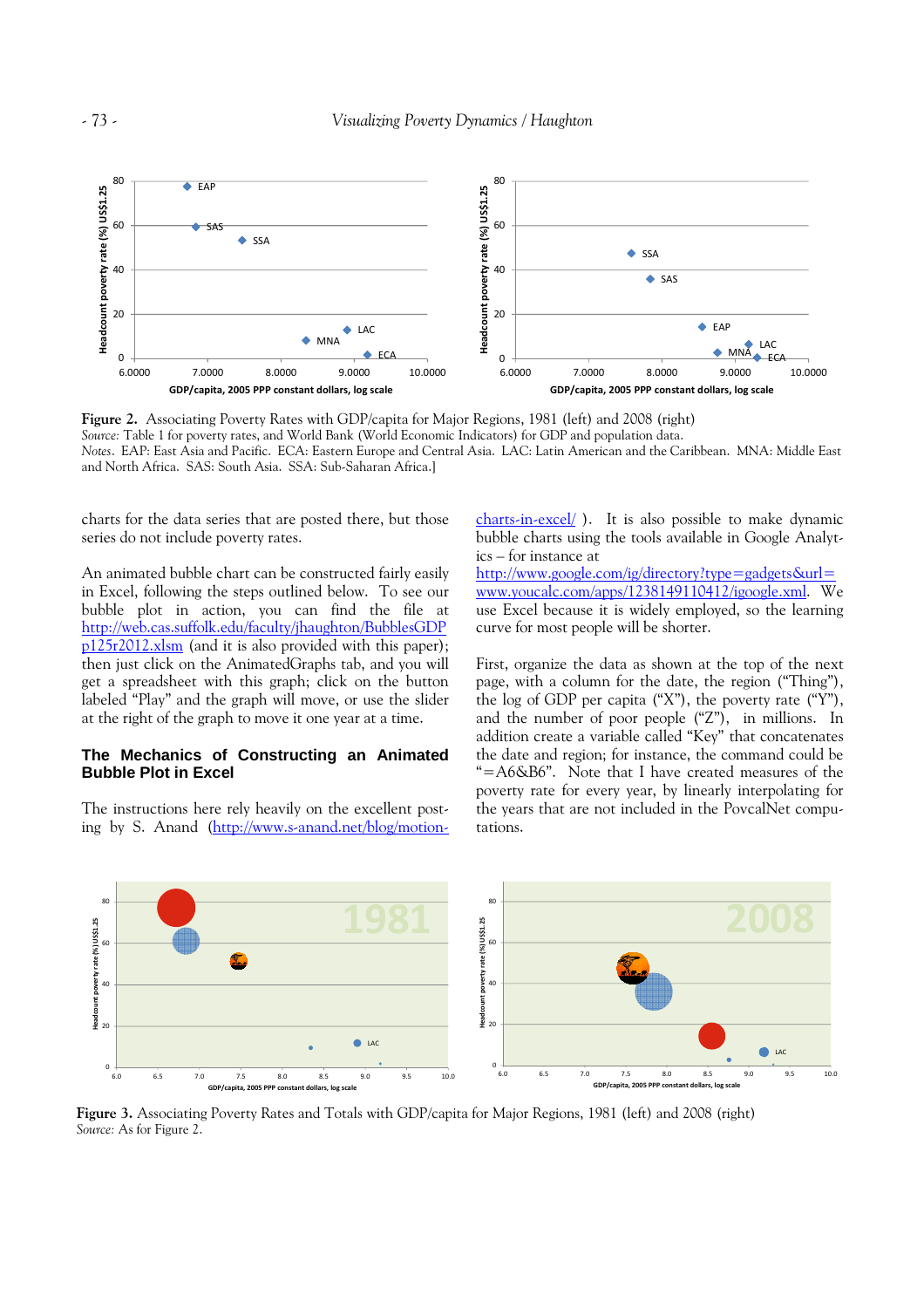**Figure 2.** Associating Poverty Rates with GDP/capita for Major Regions, 1981 (left) and 2008 (right)
*Source:* Table 1 for poverty rates, and World Bank (World Economic Indicators) for GDP and population data.
*Notes*. EAP: East Asia and Pacific. ECA: Eastern Europe and Central Asia. LAC: Latin American and the Caribbean. MNA: Middle East and North Africa. SAS: South Asia. SSA: Sub-Saharan Africa.]

charts for the data series that are posted there, but those series do not include poverty rates.

An animated bubble chart can be constructed fairly easily in Excel, following the steps outlined below. To see our bubble plot in action, you can find the file at http://web.cas.suffolk.edu/faculty/jhaughton/BubblesGDPp125r2012.xlsm (and it is also provided with this paper); then just click on the AnimatedGraphs tab, and you will get a spreadsheet with this graph; click on the button labeled "Play" and the graph will move, or use the slider at the right of the graph to move it one year at a time.

## The Mechanics of Constructing an Animated Bubble Plot in Excel

The instructions here rely heavily on the excellent posting by S. Anand (http://www.s-anand.net/blog/motion-charts-in-excel/ ). It is also possible to make dynamic bubble charts using the tools available in Google Analytics – for instance at http://www.google.com/ig/directory?type=gadgets&url=www.youcalc.com/apps/1238149110412/igoogle.xml. We use Excel because it is widely employed, so the learning curve for most people will be shorter.

First, organize the data as shown at the top of the next page, with a column for the date, the region ("Thing"), the log of GDP per capita ("X"), the poverty rate ("Y"), and the number of poor people ("Z"), in millions. In addition create a variable called "Key" that concatenates the date and region; for instance, the command could be "=A6&B6". Note that I have created measures of the poverty rate for every year, by linearly interpolating for the years that are not included in the PovcalNet computations.

**Figure 3.** Associating Poverty Rates and Totals with GDP/capita for Major Regions, 1981 (left) and 2008 (right)
*Source:* As for Figure 2.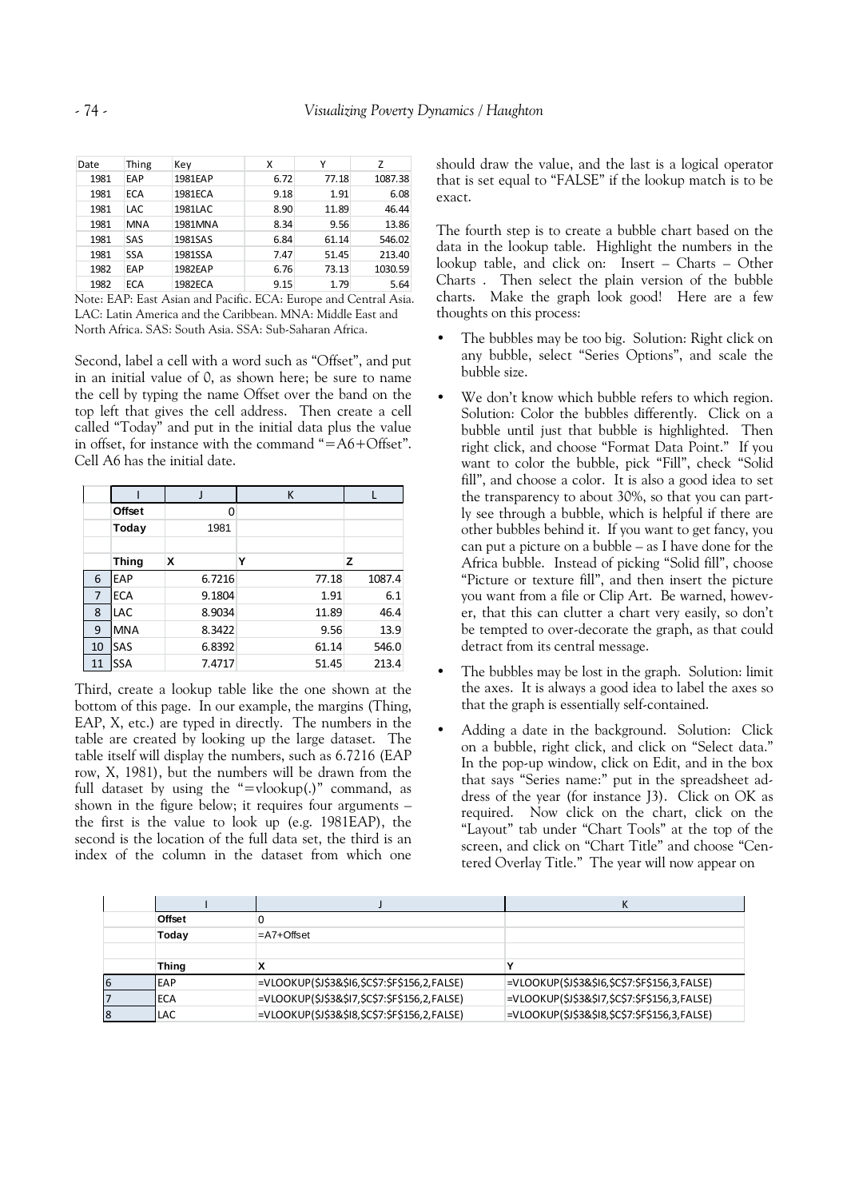| Date | Thing | Key | X | Y | Z |
|---|---|---|---|---|---|
| 1981 | EAP | 1981EAP | 6.72 | 77.18 | 1087.38 |
| 1981 | ECA | 1981ECA | 9.18 | 1.91 | 6.08 |
| 1981 | LAC | 1981LAC | 8.90 | 11.89 | 46.44 |
| 1981 | MNA | 1981MNA | 8.34 | 9.56 | 13.86 |
| 1981 | SAS | 1981SAS | 6.84 | 61.14 | 546.02 |
| 1981 | SSA | 1981SSA | 7.47 | 51.45 | 213.40 |
| 1982 | EAP | 1982EAP | 6.76 | 73.13 | 1030.59 |
| 1982 | ECA | 1982ECA | 9.15 | 1.79 | 5.64 |

Note: EAP: East Asian and Pacific. ECA: Europe and Central Asia. LAC: Latin America and the Caribbean. MNA: Middle East and North Africa. SAS: South Asia. SSA: Sub-Saharan Africa.

Second, label a cell with a word such as "Offset", and put in an initial value of 0, as shown here; be sure to name the cell by typing the name Offset over the band on the top left that gives the cell address. Then create a cell called "Today" and put in the initial data plus the value in offset, for instance with the command "=A6+Offset". Cell A6 has the initial date.

| | I | J | K | L |
|---|---|---|---|---|
| | **Offset** | 0 | | |
| | **Today** | 1981 | | |
| | | | | |
| | **Thing** | **X** | **Y** | **Z** |
| 6 | EAP | 6.7216 | 77.18 | 1087.4 |
| 7 | ECA | 9.1804 | 1.91 | 6.1 |
| 8 | LAC | 8.9034 | 11.89 | 46.4 |
| 9 | MNA | 8.3422 | 9.56 | 13.9 |
| 10 | SAS | 6.8392 | 61.14 | 546.0 |
| 11 | SSA | 7.4717 | 51.45 | 213.4 |

Third, create a lookup table like the one shown at the bottom of this page. In our example, the margins (Thing, EAP, X, etc.) are typed in directly. The numbers in the table are created by looking up the large dataset. The table itself will display the numbers, such as 6.7216 (EAP row, X, 1981), but the numbers will be drawn from the full dataset by using the "=vlookup(.)" command, as shown in the figure below; it requires four arguments – the first is the value to look up (e.g. 1981EAP), the second is the location of the full data set, the third is an index of the column in the dataset from which one should draw the value, and the last is a logical operator that is set equal to "FALSE" if the lookup match is to be exact.

The fourth step is to create a bubble chart based on the data in the lookup table. Highlight the numbers in the lookup table, and click on: Insert – Charts – Other Charts . Then select the plain version of the bubble charts. Make the graph look good! Here are a few thoughts on this process:

- The bubbles may be too big. Solution: Right click on any bubble, select "Series Options", and scale the bubble size.
- We don't know which bubble refers to which region. Solution: Color the bubbles differently. Click on a bubble until just that bubble is highlighted. Then right click, and choose "Format Data Point." If you want to color the bubble, pick "Fill", check "Solid fill", and choose a color. It is also a good idea to set the transparency to about 30%, so that you can partly see through a bubble, which is helpful if there are other bubbles behind it. If you want to get fancy, you can put a picture on a bubble – as I have done for the Africa bubble. Instead of picking "Solid fill", choose "Picture or texture fill", and then insert the picture you want from a file or Clip Art. Be warned, however, that this can clutter a chart very easily, so don't be tempted to over-decorate the graph, as that could detract from its central message.
- The bubbles may be lost in the graph. Solution: limit the axes. It is always a good idea to label the axes so that the graph is essentially self-contained.
- Adding a date in the background. Solution: Click on a bubble, right click, and click on "Select data." In the pop-up window, click on Edit, and in the box that says "Series name:" put in the spreadsheet address of the year (for instance J3). Click on OK as required. Now click on the chart, click on the "Layout" tab under "Chart Tools" at the top of the screen, and click on "Chart Title" and choose "Centered Overlay Title." The year will now appear on

| | I | J | K |
|---|---|---|---|
| | **Offset** | 0 | |
| | **Today** | =A7+Offset | |
| | | | |
| | **Thing** | **X** | **Y** |
| 6 | EAP | =VLOOKUP($J$3&$I6,$C$7:$F$156,2,FALSE) | =VLOOKUP($J$3&$I6,$C$7:$F$156,3,FALSE) |
| 7 | ECA | =VLOOKUP($J$3&$I7,$C$7:$F$156,2,FALSE) | =VLOOKUP($J$3&$I7,$C$7:$F$156,3,FALSE) |
| 8 | LAC | =VLOOKUP($J$3&$I8,$C$7:$F$156,2,FALSE) | =VLOOKUP($J$3&$I8,$C$7:$F$156,3,FALSE) |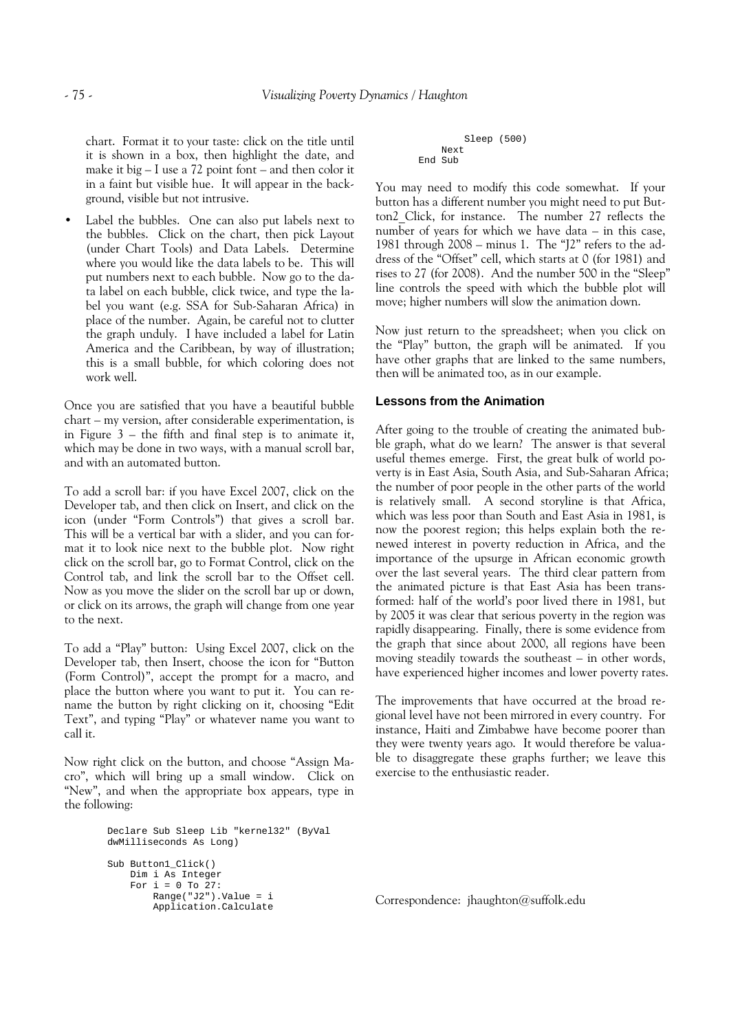chart. Format it to your taste: click on the title until it is shown in a box, then highlight the date, and make it big – I use a 72 point font – and then color it in a faint but visible hue. It will appear in the background, visible but not intrusive.

- Label the bubbles. One can also put labels next to the bubbles. Click on the chart, then pick Layout (under Chart Tools) and Data Labels. Determine where you would like the data labels to be. This will put numbers next to each bubble. Now go to the data label on each bubble, click twice, and type the label you want (e.g. SSA for Sub-Saharan Africa) in place of the number. Again, be careful not to clutter the graph unduly. I have included a label for Latin America and the Caribbean, by way of illustration; this is a small bubble, for which coloring does not work well.

Once you are satisfied that you have a beautiful bubble chart – my version, after considerable experimentation, is in Figure 3 – the fifth and final step is to animate it, which may be done in two ways, with a manual scroll bar, and with an automated button.

To add a scroll bar: if you have Excel 2007, click on the Developer tab, and then click on Insert, and click on the icon (under "Form Controls") that gives a scroll bar. This will be a vertical bar with a slider, and you can format it to look nice next to the bubble plot. Now right click on the scroll bar, go to Format Control, click on the Control tab, and link the scroll bar to the Offset cell. Now as you move the slider on the scroll bar up or down, or click on its arrows, the graph will change from one year to the next.

To add a "Play" button: Using Excel 2007, click on the Developer tab, then Insert, choose the icon for "Button (Form Control)", accept the prompt for a macro, and place the button where you want to put it. You can rename the button by right clicking on it, choosing "Edit Text", and typing "Play" or whatever name you want to call it.

Now right click on the button, and choose "Assign Macro", which will bring up a small window. Click on "New", and when the appropriate box appears, type in the following:

```
Declare Sub Sleep Lib "kernel32" (ByVal
dwMilliseconds As Long)

Sub Button1_Click()
    Dim i As Integer
    For i = 0 To 27:
        Range("J2").Value = i
        Application.Calculate
        Sleep (500)
    Next
End Sub
```

You may need to modify this code somewhat. If your button has a different number you might need to put Button2_Click, for instance. The number 27 reflects the number of years for which we have data – in this case, 1981 through 2008 – minus 1. The "J2" refers to the address of the "Offset" cell, which starts at 0 (for 1981) and rises to 27 (for 2008). And the number 500 in the "Sleep" line controls the speed with which the bubble plot will move; higher numbers will slow the animation down.

Now just return to the spreadsheet; when you click on the "Play" button, the graph will be animated. If you have other graphs that are linked to the same numbers, then will be animated too, as in our example.

## Lessons from the Animation

After going to the trouble of creating the animated bubble graph, what do we learn? The answer is that several useful themes emerge. First, the great bulk of world poverty is in East Asia, South Asia, and Sub-Saharan Africa; the number of poor people in the other parts of the world is relatively small. A second storyline is that Africa, which was less poor than South and East Asia in 1981, is now the poorest region; this helps explain both the renewed interest in poverty reduction in Africa, and the importance of the upsurge in African economic growth over the last several years. The third clear pattern from the animated picture is that East Asia has been transformed: half of the world's poor lived there in 1981, but by 2005 it was clear that serious poverty in the region was rapidly disappearing. Finally, there is some evidence from the graph that since about 2000, all regions have been moving steadily towards the southeast – in other words, have experienced higher incomes and lower poverty rates.

The improvements that have occurred at the broad regional level have not been mirrored in every country. For instance, Haiti and Zimbabwe have become poorer than they were twenty years ago. It would therefore be valuable to disaggregate these graphs further; we leave this exercise to the enthusiastic reader.

Correspondence: jhaughton@suffolk.edu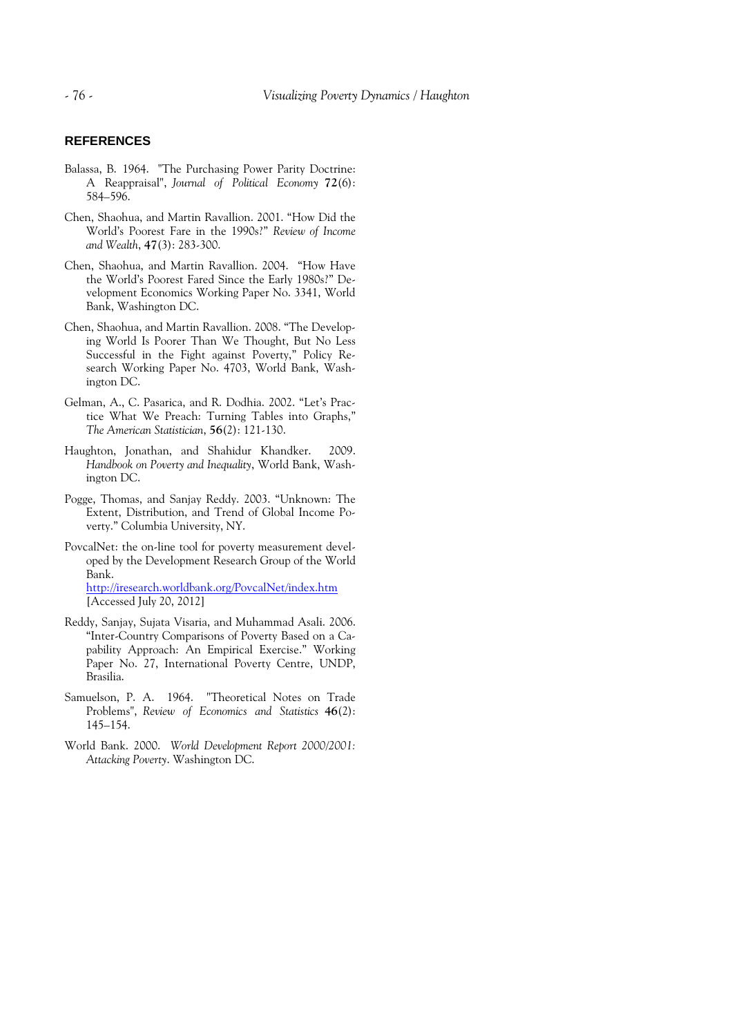## REFERENCES

Balassa, B. 1964. "The Purchasing Power Parity Doctrine: A Reappraisal", *Journal of Political Economy* **72**(6): 584–596.

Chen, Shaohua, and Martin Ravallion. 2001. "How Did the World's Poorest Fare in the 1990s?" *Review of Income and Wealth*, **47**(3): 283-300.

Chen, Shaohua, and Martin Ravallion. 2004. "How Have the World's Poorest Fared Since the Early 1980s?" Development Economics Working Paper No. 3341, World Bank, Washington DC.

Chen, Shaohua, and Martin Ravallion. 2008. "The Developing World Is Poorer Than We Thought, But No Less Successful in the Fight against Poverty," Policy Research Working Paper No. 4703, World Bank, Washington DC.

Gelman, A., C. Pasarica, and R. Dodhia. 2002. "Let's Practice What We Preach: Turning Tables into Graphs," *The American Statistician*, **56**(2): 121-130.

Haughton, Jonathan, and Shahidur Khandker. 2009. *Handbook on Poverty and Inequality*, World Bank, Washington DC.

Pogge, Thomas, and Sanjay Reddy. 2003. "Unknown: The Extent, Distribution, and Trend of Global Income Poverty." Columbia University, NY.

PovcalNet: the on-line tool for poverty measurement developed by the Development Research Group of the World Bank. http://iresearch.worldbank.org/PovcalNet/index.htm [Accessed July 20, 2012]

Reddy, Sanjay, Sujata Visaria, and Muhammad Asali. 2006. "Inter-Country Comparisons of Poverty Based on a Capability Approach: An Empirical Exercise." Working Paper No. 27, International Poverty Centre, UNDP, Brasilia.

Samuelson, P. A. 1964. "Theoretical Notes on Trade Problems", *Review of Economics and Statistics* **46**(2): 145–154.

World Bank. 2000. *World Development Report 2000/2001: Attacking Poverty*. Washington DC.